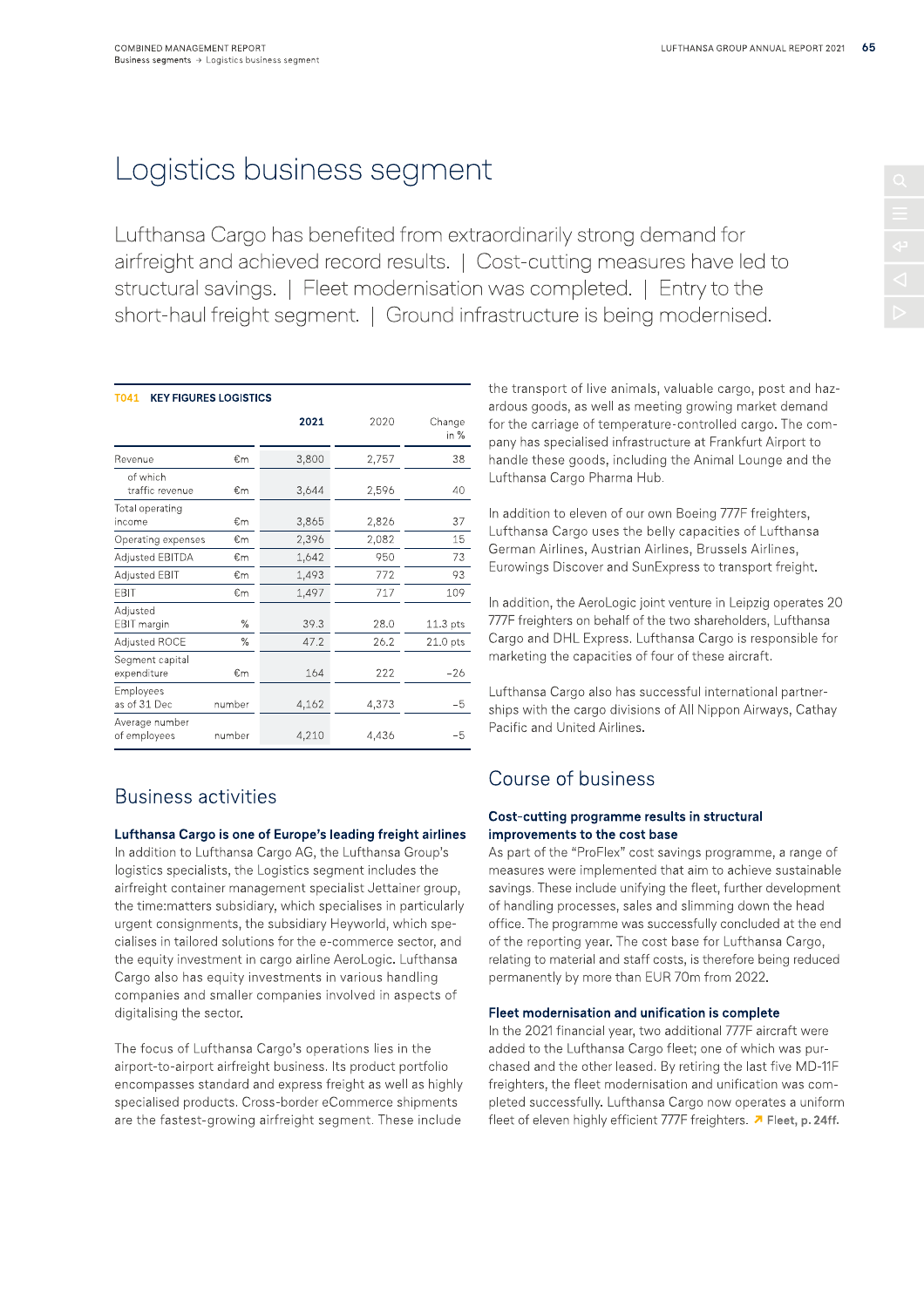# Logistics business segment

Lufthansa Cargo has benefited from extraordinarily strong demand for airfreight and achieved record results. | Cost-cutting measures have led to structural savings. | Fleet modernisation was completed. | Entry to the short-haul freight segment. | Ground infrastructure is being modernised.

**T041 KEY FIGURES LOGISTICS**

| | | 2021 | 2020 | Change in % |
|---|---|---|---|---|
| Revenue | €m | 3,800 | 2,757 | 38 |
| of which traffic revenue | €m | 3,644 | 2,596 | 40 |
| Total operating income | €m | 3,865 | 2,826 | 37 |
| Operating expenses | €m | 2,396 | 2,082 | 15 |
| Adjusted EBITDA | €m | 1,642 | 950 | 73 |
| Adjusted EBIT | €m | 1,493 | 772 | 93 |
| EBIT | €m | 1,497 | 717 | 109 |
| Adjusted EBIT margin | % | 39.3 | 28.0 | 11.3 pts |
| Adjusted ROCE | % | 47.2 | 26.2 | 21.0 pts |
| Segment capital expenditure | €m | 164 | 222 | –26 |
| Employees as of 31 Dec | number | 4,162 | 4,373 | –5 |
| Average number of employees | number | 4,210 | 4,436 | –5 |

## Business activities

### Lufthansa Cargo is one of Europe's leading freight airlines

In addition to Lufthansa Cargo AG, the Lufthansa Group's logistics specialists, the Logistics segment includes the airfreight container management specialist Jettainer group, the time:matters subsidiary, which specialises in particularly urgent consignments, the subsidiary Heyworld, which specialises in tailored solutions for the e-commerce sector, and the equity investment in cargo airline AeroLogic. Lufthansa Cargo also has equity investments in various handling companies and smaller companies involved in aspects of digitalising the sector.

The focus of Lufthansa Cargo's operations lies in the airport-to-airport airfreight business. Its product portfolio encompasses standard and express freight as well as highly specialised products. Cross-border eCommerce shipments are the fastest-growing airfreight segment. These include the transport of live animals, valuable cargo, post and hazardous goods, as well as meeting growing market demand for the carriage of temperature-controlled cargo. The company has specialised infrastructure at Frankfurt Airport to handle these goods, including the Animal Lounge and the Lufthansa Cargo Pharma Hub.

In addition to eleven of our own Boeing 777F freighters, Lufthansa Cargo uses the belly capacities of Lufthansa German Airlines, Austrian Airlines, Brussels Airlines, Eurowings Discover and SunExpress to transport freight.

In addition, the AeroLogic joint venture in Leipzig operates 20 777F freighters on behalf of the two shareholders, Lufthansa Cargo and DHL Express. Lufthansa Cargo is responsible for marketing the capacities of four of these aircraft.

Lufthansa Cargo also has successful international partnerships with the cargo divisions of All Nippon Airways, Cathay Pacific and United Airlines.

## Course of business

### Cost-cutting programme results in structural improvements to the cost base

As part of the "ProFlex" cost savings programme, a range of measures were implemented that aim to achieve sustainable savings. These include unifying the fleet, further development of handling processes, sales and slimming down the head office. The programme was successfully concluded at the end of the reporting year. The cost base for Lufthansa Cargo, relating to material and staff costs, is therefore being reduced permanently by more than EUR 70m from 2022.

### Fleet modernisation and unification is complete

In the 2021 financial year, two additional 777F aircraft were added to the Lufthansa Cargo fleet; one of which was purchased and the other leased. By retiring the last five MD-11F freighters, the fleet modernisation and unification was completed successfully. Lufthansa Cargo now operates a uniform fleet of eleven highly efficient 777F freighters. ↗ **Fleet, p. 24ff.**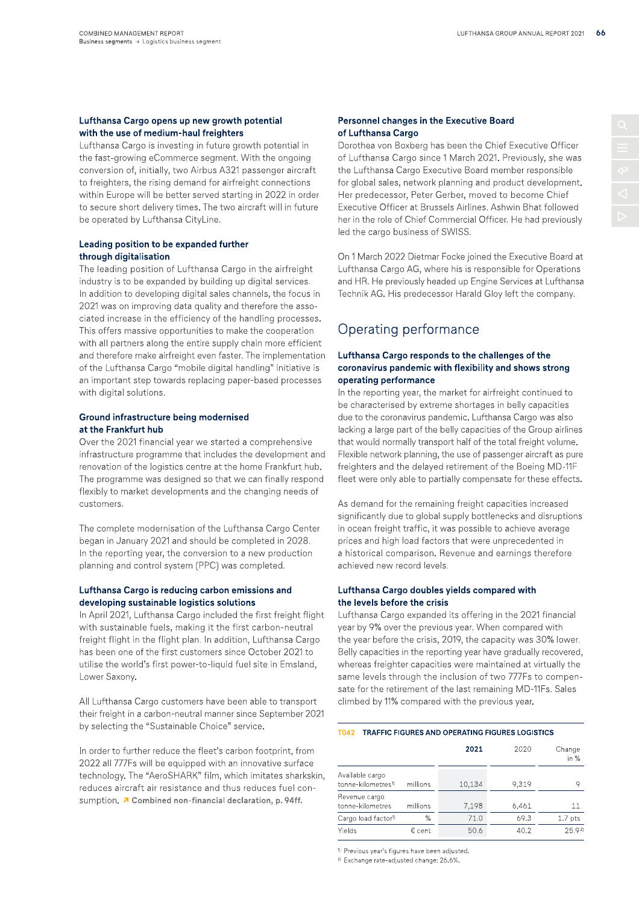#### Lufthansa Cargo opens up new growth potential with the use of medium-haul freighters

Lufthansa Cargo is investing in future growth potential in the fast-growing eCommerce segment. With the ongoing conversion of, initially, two Airbus A321 passenger aircraft to freighters, the rising demand for airfreight connections within Europe will be better served starting in 2022 in order to secure short delivery times. The two aircraft will in future be operated by Lufthansa CityLine.

#### Leading position to be expanded further through digitalisation

The leading position of Lufthansa Cargo in the airfreight industry is to be expanded by building up digital services. In addition to developing digital sales channels, the focus in 2021 was on improving data quality and therefore the associated increase in the efficiency of the handling processes. This offers massive opportunities to make the cooperation with all partners along the entire supply chain more efficient and therefore make airfreight even faster. The implementation of the Lufthansa Cargo "mobile digital handling" initiative is an important step towards replacing paper-based processes with digital solutions.

#### Ground infrastructure being modernised at the Frankfurt hub

Over the 2021 financial year we started a comprehensive infrastructure programme that includes the development and renovation of the logistics centre at the home Frankfurt hub. The programme was designed so that we can finally respond flexibly to market developments and the changing needs of customers.

The complete modernisation of the Lufthansa Cargo Center began in January 2021 and should be completed in 2028. In the reporting year, the conversion to a new production planning and control system (PPC) was completed.

#### Lufthansa Cargo is reducing carbon emissions and developing sustainable logistics solutions

In April 2021, Lufthansa Cargo included the first freight flight with sustainable fuels, making it the first carbon-neutral freight flight in the flight plan. In addition, Lufthansa Cargo has been one of the first customers since October 2021 to utilise the world's first power-to-liquid fuel site in Emsland, Lower Saxony.

All Lufthansa Cargo customers have been able to transport their freight in a carbon-neutral manner since September 2021 by selecting the "Sustainable Choice" service.

In order to further reduce the fleet's carbon footprint, from 2022 all 777Fs will be equipped with an innovative surface technology. The "AeroSHARK" film, which imitates sharkskin, reduces aircraft air resistance and thus reduces fuel consumption. ↗ **Combined non-financial declaration, p. 94ff.**

#### Personnel changes in the Executive Board of Lufthansa Cargo

Dorothea von Boxberg has been the Chief Executive Officer of Lufthansa Cargo since 1 March 2021. Previously, she was the Lufthansa Cargo Executive Board member responsible for global sales, network planning and product development. Her predecessor, Peter Gerber, moved to become Chief Executive Officer at Brussels Airlines. Ashwin Bhat followed her in the role of Chief Commercial Officer. He had previously led the cargo business of SWISS.

On 1 March 2022 Dietmar Focke joined the Executive Board at Lufthansa Cargo AG, where his is responsible for Operations and HR. He previously headed up Engine Services at Lufthansa Technik AG. His predecessor Harald Gloy left the company.

## Operating performance

#### Lufthansa Cargo responds to the challenges of the coronavirus pandemic with flexibility and shows strong operating performance

In the reporting year, the market for airfreight continued to be characterised by extreme shortages in belly capacities due to the coronavirus pandemic. Lufthansa Cargo was also lacking a large part of the belly capacities of the Group airlines that would normally transport half of the total freight volume. Flexible network planning, the use of passenger aircraft as pure freighters and the delayed retirement of the Boeing MD-11F fleet were only able to partially compensate for these effects.

As demand for the remaining freight capacities increased significantly due to global supply bottlenecks and disruptions in ocean freight traffic, it was possible to achieve average prices and high load factors that were unprecedented in a historical comparison. Revenue and earnings therefore achieved new record levels.

#### Lufthansa Cargo doubles yields compared with the levels before the crisis

Lufthansa Cargo expanded its offering in the 2021 financial year by 9% over the previous year. When compared with the year before the crisis, 2019, the capacity was 30% lower. Belly capacities in the reporting year have gradually recovered, whereas freighter capacities were maintained at virtually the same levels through the inclusion of two 777Fs to compensate for the retirement of the last remaining MD-11Fs. Sales climbed by 11% compared with the previous year.

**T042 TRAFFIC FIGURES AND OPERATING FIGURES LOGISTICS**

| | | 2021 | 2020 | Change in % |
|---|---|---|---|---|
| Available cargo tonne-kilometres[1] | millions | 10,134 | 9,319 | 9 |
| Revenue cargo tonne-kilometres | millions | 7,198 | 6,461 | 11 |
| Cargo load factor[1] | % | 71.0 | 69.3 | 1.7 pts |
| Yields | € cent | 50.6 | 40.2 | 25.9[2] |

[1] Previous year's figures have been adjusted.
[2] Exchange rate-adjusted change: 26.6%.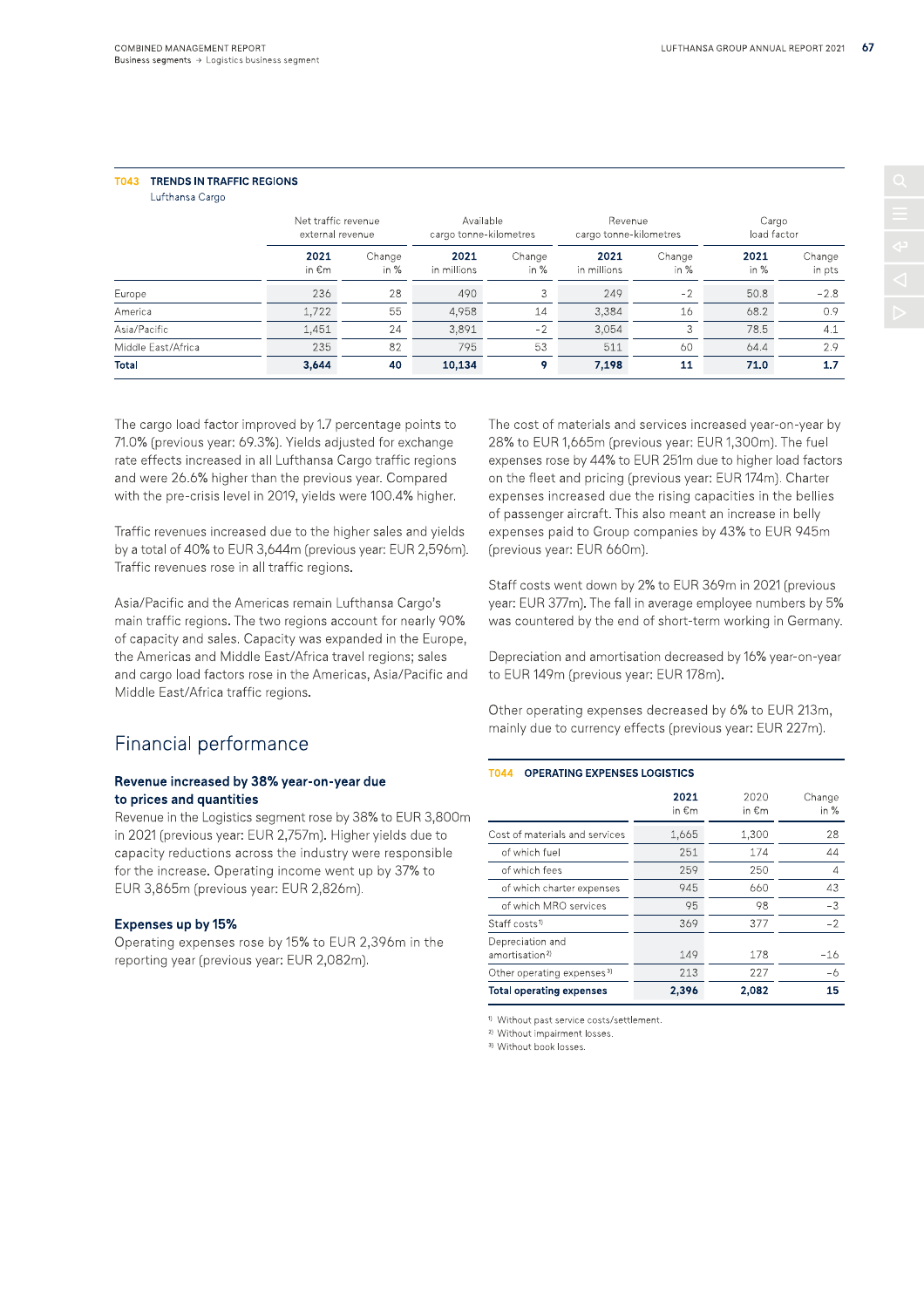**T043 TRENDS IN TRAFFIC REGIONS**
Lufthansa Cargo

| | Net traffic revenue external revenue | | Available cargo tonne-kilometres | | Revenue cargo tonne-kilometres | | Cargo load factor | |
|---|---|---|---|---|---|---|---|---|
| | **2021** in €m | Change in % | **2021** in millions | Change in % | **2021** in millions | Change in % | **2021** in % | Change in pts |
| Europe | 236 | 28 | 490 | 3 | 249 | -2 | 50.8 | -2.8 |
| America | 1,722 | 55 | 4,958 | 14 | 3,384 | 16 | 68.2 | 0.9 |
| Asia/Pacific | 1,451 | 24 | 3,891 | -2 | 3,054 | 3 | 78.5 | 4.1 |
| Middle East/Africa | 235 | 82 | 795 | 53 | 511 | 60 | 64.4 | 2.9 |
| **Total** | **3,644** | **40** | **10,134** | **9** | **7,198** | **11** | **71.0** | **1.7** |

The cargo load factor improved by 1.7 percentage points to 71.0% (previous year: 69.3%). Yields adjusted for exchange rate effects increased in all Lufthansa Cargo traffic regions and were 26.6% higher than the previous year. Compared with the pre-crisis level in 2019, yields were 100.4% higher.

Traffic revenues increased due to the higher sales and yields by a total of 40% to EUR 3,644m (previous year: EUR 2,596m). Traffic revenues rose in all traffic regions.

Asia/Pacific and the Americas remain Lufthansa Cargo's main traffic regions. The two regions account for nearly 90% of capacity and sales. Capacity was expanded in the Europe, the Americas and Middle East/Africa travel regions; sales and cargo load factors rose in the Americas, Asia/Pacific and Middle East/Africa traffic regions.

## Financial performance

### Revenue increased by 38% year-on-year due to prices and quantities

Revenue in the Logistics segment rose by 38% to EUR 3,800m in 2021 (previous year: EUR 2,757m). Higher yields due to capacity reductions across the industry were responsible for the increase. Operating income went up by 37% to EUR 3,865m (previous year: EUR 2,826m).

### Expenses up by 15%

Operating expenses rose by 15% to EUR 2,396m in the reporting year (previous year: EUR 2,082m).

The cost of materials and services increased year-on-year by 28% to EUR 1,665m (previous year: EUR 1,300m). The fuel expenses rose by 44% to EUR 251m due to higher load factors on the fleet and pricing (previous year: EUR 174m). Charter expenses increased due the rising capacities in the bellies of passenger aircraft. This also meant an increase in belly expenses paid to Group companies by 43% to EUR 945m (previous year: EUR 660m).

Staff costs went down by 2% to EUR 369m in 2021 (previous year: EUR 377m). The fall in average employee numbers by 5% was countered by the end of short-term working in Germany.

Depreciation and amortisation decreased by 16% year-on-year to EUR 149m (previous year: EUR 178m).

Other operating expenses decreased by 6% to EUR 213m, mainly due to currency effects (previous year: EUR 227m).

**T044 OPERATING EXPENSES LOGISTICS**

| | **2021** in €m | 2020 in €m | Change in % |
|---|---|---|---|
| Cost of materials and services | 1,665 | 1,300 | 28 |
| of which fuel | 251 | 174 | 44 |
| of which fees | 259 | 250 | 4 |
| of which charter expenses | 945 | 660 | 43 |
| of which MRO services | 95 | 98 | -3 |
| Staff costs[1] | 369 | 377 | -2 |
| Depreciation and amortisation[2] | 149 | 178 | -16 |
| Other operating expenses[3] | 213 | 227 | -6 |
| **Total operating expenses** | **2,396** | **2,082** | **15** |

[1] Without past service costs/settlement.
[2] Without impairment losses.
[3] Without book losses.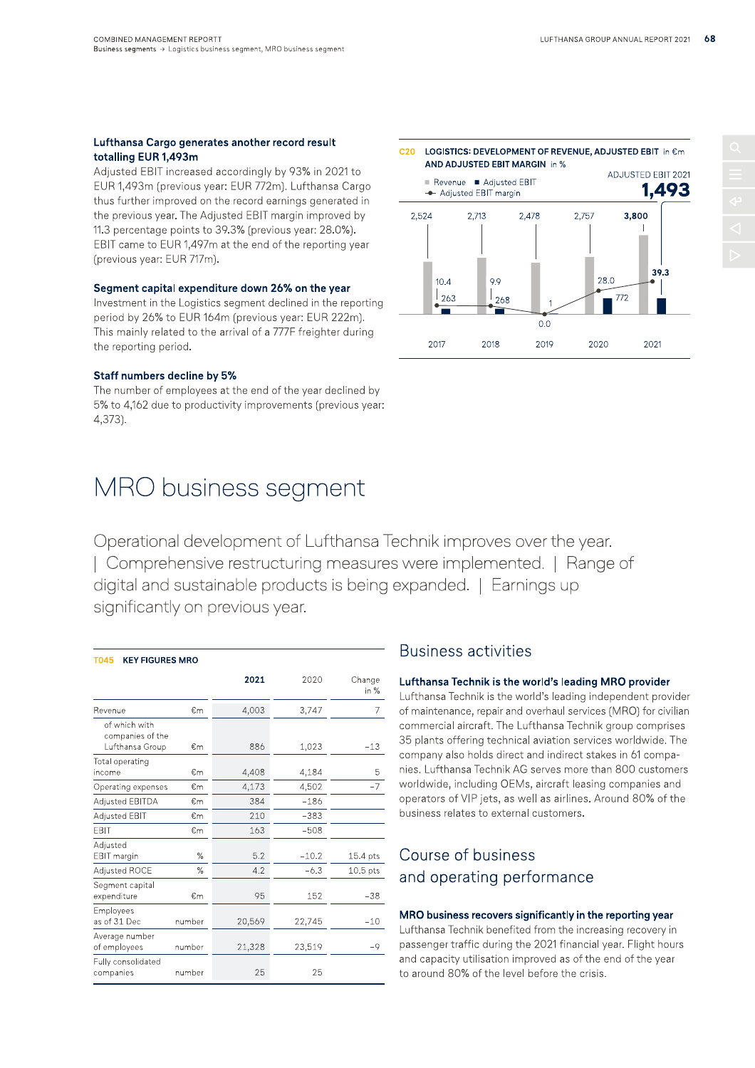### Lufthansa Cargo generates another record result totalling EUR 1,493m

Adjusted EBIT increased accordingly by 93% in 2021 to EUR 1,493m (previous year: EUR 772m). Lufthansa Cargo thus further improved on the record earnings generated in the previous year. The Adjusted EBIT margin improved by 11.3 percentage points to 39.3% (previous year: 28.0%). EBIT came to EUR 1,497m at the end of the reporting year (previous year: EUR 717m).

### Segment capital expenditure down 26% on the year

Investment in the Logistics segment declined in the reporting period by 26% to EUR 164m (previous year: EUR 222m). This mainly related to the arrival of a 777F freighter during the reporting period.

### Staff numbers decline by 5%

The number of employees at the end of the year declined by 5% to 4,162 due to productivity improvements (previous year: 4,373).

**C20 LOGISTICS: DEVELOPMENT OF REVENUE, ADJUSTED EBIT** in €m **AND ADJUSTED EBIT MARGIN** in %

Revenue
Adjusted EBIT
Adjusted EBIT margin

ADJUSTED EBIT 2021
**1,493**

2,524
2,713
2,478
2,757
3,800
10.4
263
9.9
268
1
0.0
28.0
772
39.3
2017
2018
2019
2020
2021

# MRO business segment

Operational development of Lufthansa Technik improves over the year. | Comprehensive restructuring measures were implemented. | Range of digital and sustainable products is being expanded. | Earnings up significantly on previous year.

**T045 KEY FIGURES MRO**

| | | 2021 | 2020 | Change in % |
|---|---|---|---|---|
| Revenue | €m | 4,003 | 3,747 | 7 |
| of which with companies of the Lufthansa Group | €m | 886 | 1,023 | –13 |
| Total operating income | €m | 4,408 | 4,184 | 5 |
| Operating expenses | €m | 4,173 | 4,502 | –7 |
| Adjusted EBITDA | €m | 384 | –186 | |
| Adjusted EBIT | €m | 210 | –383 | |
| EBIT | €m | 163 | –508 | |
| Adjusted EBIT margin | % | 5.2 | –10.2 | 15.4 pts |
| Adjusted ROCE | % | 4.2 | –6.3 | 10.5 pts |
| Segment capital expenditure | €m | 95 | 152 | –38 |
| Employees as of 31 Dec | number | 20,569 | 22,745 | –10 |
| Average number of employees | number | 21,328 | 23,519 | –9 |
| Fully consolidated companies | number | 25 | 25 | |

## Business activities

### Lufthansa Technik is the world's leading MRO provider

Lufthansa Technik is the world's leading independent provider of maintenance, repair and overhaul services (MRO) for civilian commercial aircraft. The Lufthansa Technik group comprises 35 plants offering technical aviation services worldwide. The company also holds direct and indirect stakes in 61 companies. Lufthansa Technik AG serves more than 800 customers worldwide, including OEMs, aircraft leasing companies and operators of VIP jets, as well as airlines. Around 80% of the business relates to external customers.

## Course of business and operating performance

### MRO business recovers significantly in the reporting year

Lufthansa Technik benefited from the increasing recovery in passenger traffic during the 2021 financial year. Flight hours and capacity utilisation improved as of the end of the year to around 80% of the level before the crisis.